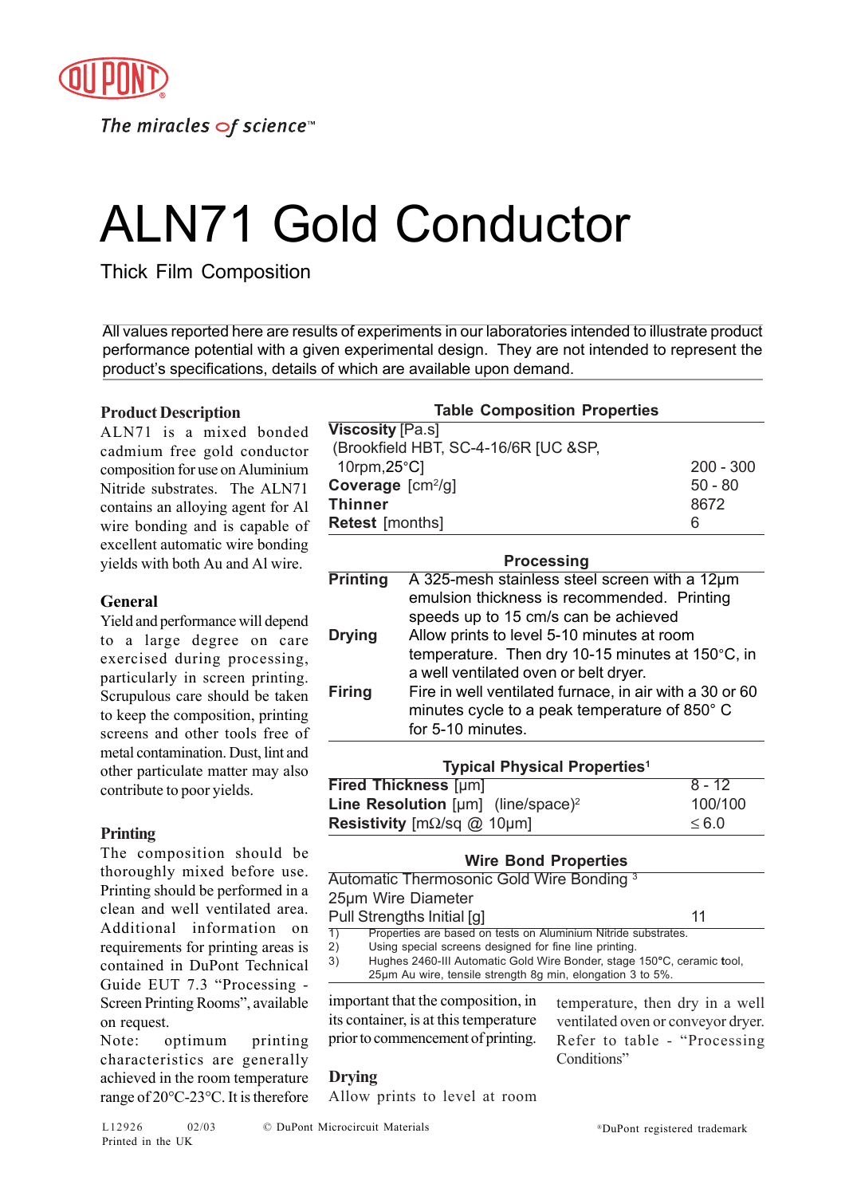# ALN71 Gold Conductor

## Thick Film Composition

All values reported here are results of experiments in our laboratories intended to illustrate product performance potential with a given experimental design. They are not intended to represent the product's specifications, details of which are available upon demand.

### Product Description

ALN71 is a mixed bonded cadmium free gold conductor composition for use on Aluminium Nitride substrates. The ALN71 contains an alloying agent for Al wire bonding and is capable of excellent automatic wire bonding yields with both Au and Al wire.

### General

Yield and performance will depend to a large degree on care exercised during processing, particularly in screen printing. Scrupulous care should be taken to keep the composition, printing screens and other tools free of metal contamination. Dust, lint and other particulate matter may also contribute to poor yields.

### Printing

The composition should be thoroughly mixed before use. Printing should be performed in a clean and well ventilated area. Additional information on requirements for printing areas is contained in DuPont Technical Guide EUT 7.3 "Processing - Screen Printing Rooms", available on request.

Note: optimum printing characteristics are generally achieved in the room temperature range of 20°C-23°C. It is therefore important that the composition, in its container, is at this temperature prior to commencement of printing.

### Drying

Allow prints to level at room temperature, then dry in a well ventilated oven or conveyor dryer. Refer to table - "Processing Conditions"

**Table Composition Properties**

| Property | Value |
|---|---|
| **Viscosity** [Pa.s] (Brookfield HBT, SC-4-16/6R [UC &SP, 10rpm,25°C] | 200 - 300 |
| **Coverage** [cm²/g] | 50 - 80 |
| **Thinner** | 8672 |
| **Retest** [months] | 6 |

**Processing**

| Step | Description |
|---|---|
| **Printing** | A 325-mesh stainless steel screen with a 12µm emulsion thickness is recommended. Printing speeds up to 15 cm/s can be achieved |
| **Drying** | Allow prints to level 5-10 minutes at room temperature. Then dry 10-15 minutes at 150°C, in a well ventilated oven or belt dryer. |
| **Firing** | Fire in well ventilated furnace, in air with a 30 or 60 minutes cycle to a peak temperature of 850° C for 5-10 minutes. |

**Typical Physical Properties**[1]

| Property | Value |
|---|---|
| **Fired Thickness** [µm] | 8 - 12 |
| **Line Resolution** [µm] (line/space)[2] | 100/100 |
| **Resistivity** [mΩ/sq @ 10µm] | ≤ 6.0 |

**Wire Bond Properties**

| Property | Value |
|---|---|
| Automatic Thermosonic Gold Wire Bonding [3] 25µm Wire Diameter | |
| Pull Strengths Initial [g] | 11 |

1) Properties are based on tests on Aluminium Nitride substrates.
2) Using special screens designed for fine line printing.
3) Hughes 2460-III Automatic Gold Wire Bonder, stage 150°C, ceramic tool, 25µm Au wire, tensile strength 8g min, elongation 3 to 5%.

L12926 02/03 © DuPont Microcircuit Materials ®DuPont registered trademark
Printed in the UK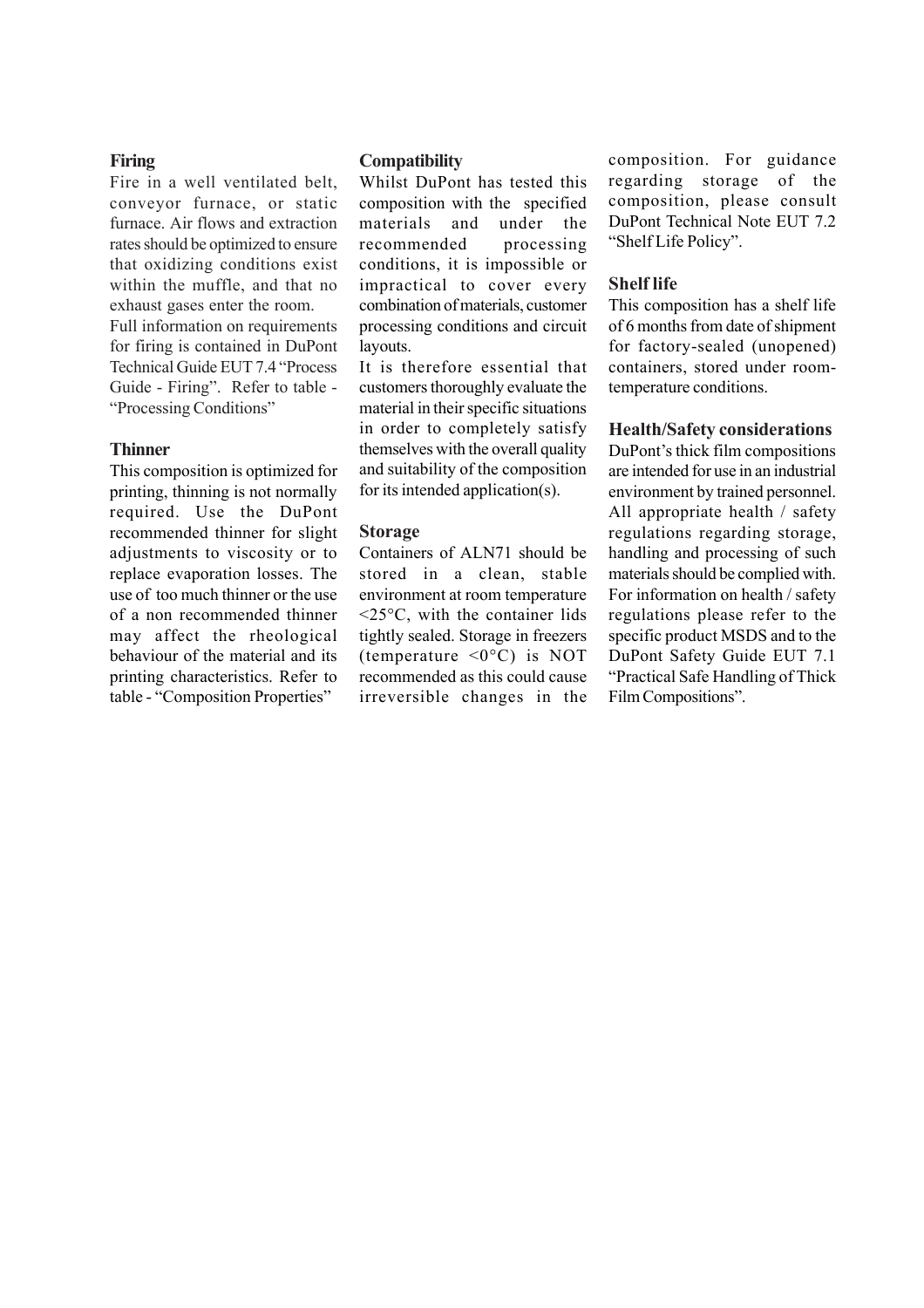### Firing

Fire in a well ventilated belt, conveyor furnace, or static furnace. Air flows and extraction rates should be optimized to ensure that oxidizing conditions exist within the muffle, and that no exhaust gases enter the room.

Full information on requirements for firing is contained in DuPont Technical Guide EUT 7.4 "Process Guide - Firing". Refer to table - "Processing Conditions"

### Thinner

This composition is optimized for printing, thinning is not normally required. Use the DuPont recommended thinner for slight adjustments to viscosity or to replace evaporation losses. The use of too much thinner or the use of a non recommended thinner may affect the rheological behaviour of the material and its printing characteristics. Refer to table - "Composition Properties"

### Compatibility

Whilst DuPont has tested this composition with the specified materials and under the recommended processing conditions, it is impossible or impractical to cover every combination of materials, customer processing conditions and circuit layouts.

It is therefore essential that customers thoroughly evaluate the material in their specific situations in order to completely satisfy themselves with the overall quality and suitability of the composition for its intended application(s).

### Storage

Containers of ALN71 should be stored in a clean, stable environment at room temperature <25°C, with the container lids tightly sealed. Storage in freezers (temperature <0°C) is NOT recommended as this could cause irreversible changes in the composition. For guidance regarding storage of the composition, please consult DuPont Technical Note EUT 7.2 "Shelf Life Policy".

### Shelf life

This composition has a shelf life of 6 months from date of shipment for factory-sealed (unopened) containers, stored under room-temperature conditions.

### Health/Safety considerations

DuPont's thick film compositions are intended for use in an industrial environment by trained personnel. All appropriate health / safety regulations regarding storage, handling and processing of such materials should be complied with. For information on health / safety regulations please refer to the specific product MSDS and to the DuPont Safety Guide EUT 7.1 "Practical Safe Handling of Thick Film Compositions".